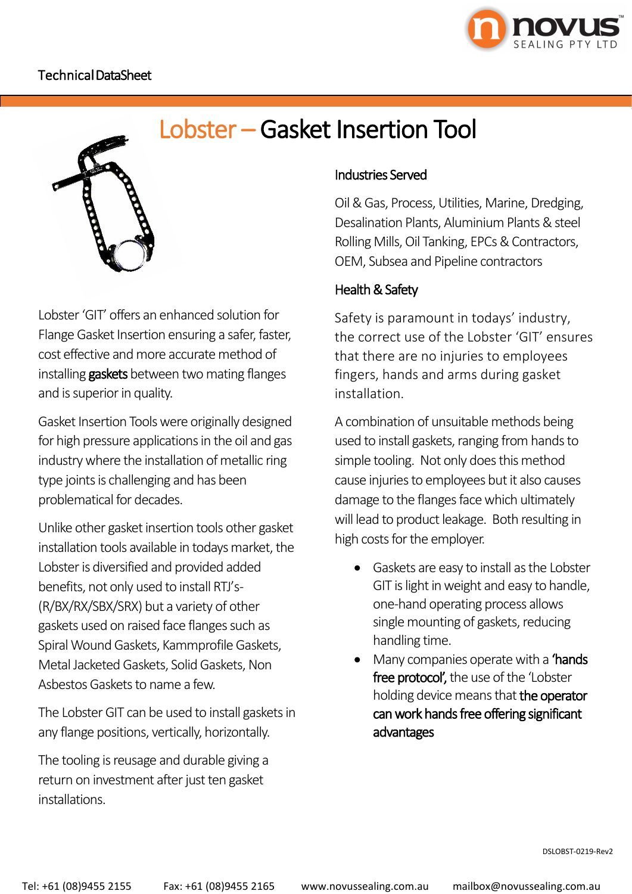Technical DataSheet

# Lobster – Gasket Insertion Tool

Lobster 'GIT' offers an enhanced solution for Flange Gasket Insertion ensuring a safer, faster, cost effective and more accurate method of installing **gaskets** between two mating flanges and is superior in quality.

Gasket Insertion Tools were originally designed for high pressure applications in the oil and gas industry where the installation of metallic ring type joints is challenging and has been problematical for decades.

Unlike other gasket insertion tools other gasket installation tools available in todays market, the Lobster is diversified and provided added benefits, not only used to install RTJ's- (R/BX/RX/SBX/SRX) but a variety of other gaskets used on raised face flanges such as Spiral Wound Gaskets, Kammprofile Gaskets, Metal Jacketed Gaskets, Solid Gaskets, Non Asbestos Gaskets to name a few.

The Lobster GIT can be used to install gaskets in any flange positions, vertically, horizontally.

The tooling is reusage and durable giving a return on investment after just ten gasket installations.

## Industries Served

Oil & Gas, Process, Utilities, Marine, Dredging, Desalination Plants, Aluminium Plants & steel Rolling Mills, Oil Tanking, EPCs & Contractors, OEM, Subsea and Pipeline contractors

## Health & Safety

Safety is paramount in todays' industry, the correct use of the Lobster 'GIT' ensures that there are no injuries to employees fingers, hands and arms during gasket installation.

A combination of unsuitable methods being used to install gaskets, ranging from hands to simple tooling. Not only does this method cause injuries to employees but it also causes damage to the flanges face which ultimately will lead to product leakage. Both resulting in high costs for the employer.

- Gaskets are easy to install as the Lobster GIT is light in weight and easy to handle, one-hand operating process allows single mounting of gaskets, reducing handling time.
- Many companies operate with a **'hands free protocol',** the use of the 'Lobster holding device means that **the operator can work hands free offering significant advantages**

DSLOBST-0219-Rev2

Tel: +61 (08)9455 2155 Fax: +61 (08)9455 2165 www.novussealing.com.au mailbox@novussealing.com.au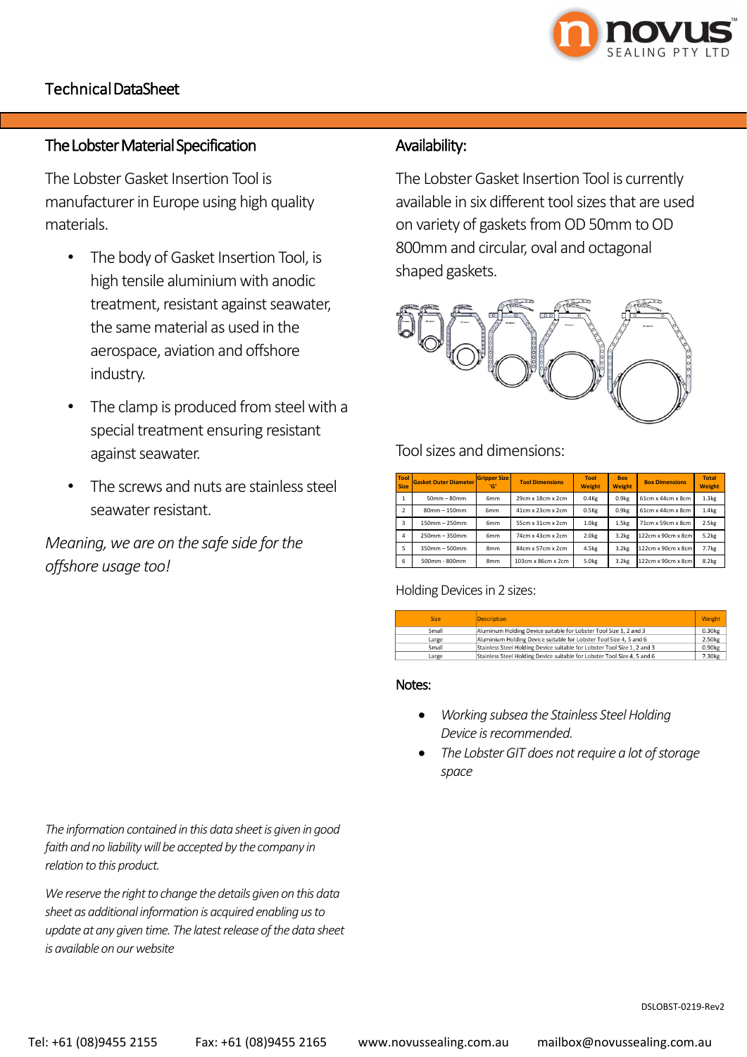Technical DataSheet

## The Lobster Material Specification

The Lobster Gasket Insertion Tool is manufacturer in Europe using high quality materials.

- The body of Gasket Insertion Tool, is high tensile aluminium with anodic treatment, resistant against seawater, the same material as used in the aerospace, aviation and offshore industry.
- The clamp is produced from steel with a special treatment ensuring resistant against seawater.
- The screws and nuts are stainless steel seawater resistant.

*Meaning, we are on the safe side for the offshore usage too!*

## Availability:

The Lobster Gasket Insertion Tool is currently available in six different tool sizes that are used on variety of gaskets from OD 50mm to OD 800mm and circular, oval and octagonal shaped gaskets.

Tool sizes and dimensions:

| Tool Size | Gasket Outer Diameter | Gripper Size 'G' | Tool Dimensions | Tool Weight | Box Weight | Box Dimensions | Total Weight |
|---|---|---|---|---|---|---|---|
| 1 | 50mm – 80mm | 6mm | 29cm x 18cm x 2cm | 0.4Kg | 0.9kg | 61cm x 44cm x 8cm | 1.3kg |
| 2 | 80mm – 150mm | 6mm | 41cm x 23cm x 2cm | 0.5Kg | 0.9kg | 61cm x 44cm x 8cm | 1.4kg |
| 3 | 150mm – 250mm | 6mm | 55cm x 31cm x 2cm | 1.0kg | 1.5kg | 71cm x 59cm x 8cm | 2.5kg |
| 4 | 250mm – 350mm | 6mm | 74cm x 43cm x 2cm | 2.0kg | 3.2kg | 122cm x 90cm x 8cm | 5.2kg |
| 5 | 350mm – 500mm | 8mm | 84cm x 57cm x 2cm | 4.5kg | 3.2kg | 122cm x 90cm x 8cm | 7.7kg |
| 6 | 500mm - 800mm | 8mm | 103cm x 86cm x 2cm | 5.0kg | 3.2kg | 122cm x 90cm x 8cm | 8.2kg |

Holding Devices in 2 sizes:

| Size | Description | Weight |
|---|---|---|
| Small | Aluminum Holding Device suitable for Lobster Tool Size 1, 2 and 3 | 0.30kg |
| Large | Aluminium Holding Device suitable for Lobster Tool Size 4, 5 and 6 | 2.50kg |
| Small | Stainless Steel Holding Device suitable for Lobster Tool Size 1, 2 and 3 | 0.90kg |
| Large | Stainless Steel Holding Device suitable for Lobster Tool Size 4, 5 and 6 | 7.30kg |

## Notes:

- *Working subsea the Stainless Steel Holding Device is recommended.*
- *The Lobster GIT does not require a lot of storage space*

*The information contained in this data sheet is given in good faith and no liability will be accepted by the company in relation to this product.*

*We reserve the right to change the details given on this data sheet as additional information is acquired enabling us to update at any given time. The latest release of the data sheet is available on our website*

DSLOBST-0219-Rev2

Tel: +61 (08)9455 2155 Fax: +61 (08)9455 2165 www.novussealing.com.au mailbox@novussealing.com.au